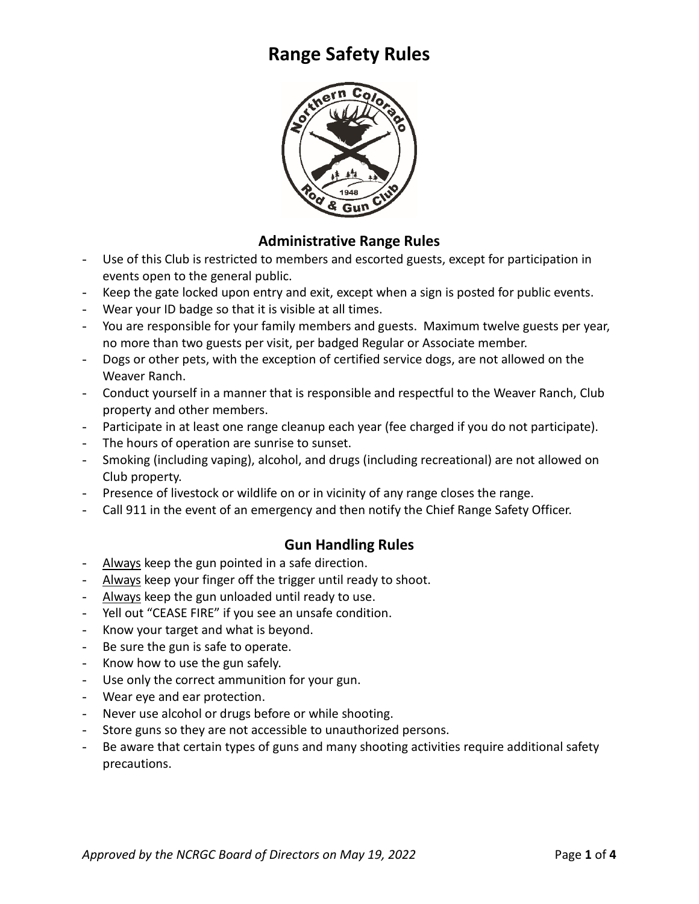# Range Safety Rules

## Administrative Range Rules

- Use of this Club is restricted to members and escorted guests, except for participation in events open to the general public.
- Keep the gate locked upon entry and exit, except when a sign is posted for public events.
- Wear your ID badge so that it is visible at all times.
- You are responsible for your family members and guests. Maximum twelve guests per year, no more than two guests per visit, per badged Regular or Associate member.
- Dogs or other pets, with the exception of certified service dogs, are not allowed on the Weaver Ranch.
- Conduct yourself in a manner that is responsible and respectful to the Weaver Ranch, Club property and other members.
- Participate in at least one range cleanup each year (fee charged if you do not participate).
- The hours of operation are sunrise to sunset.
- Smoking (including vaping), alcohol, and drugs (including recreational) are not allowed on Club property.
- Presence of livestock or wildlife on or in vicinity of any range closes the range.
- Call 911 in the event of an emergency and then notify the Chief Range Safety Officer.

## Gun Handling Rules

- <u>Always</u> keep the gun pointed in a safe direction.
- <u>Always</u> keep your finger off the trigger until ready to shoot.
- <u>Always</u> keep the gun unloaded until ready to use.
- Yell out "CEASE FIRE" if you see an unsafe condition.
- Know your target and what is beyond.
- Be sure the gun is safe to operate.
- Know how to use the gun safely.
- Use only the correct ammunition for your gun.
- Wear eye and ear protection.
- Never use alcohol or drugs before or while shooting.
- Store guns so they are not accessible to unauthorized persons.
- Be aware that certain types of guns and many shooting activities require additional safety precautions.

*Approved by the NCRGC Board of Directors on May 19, 2022*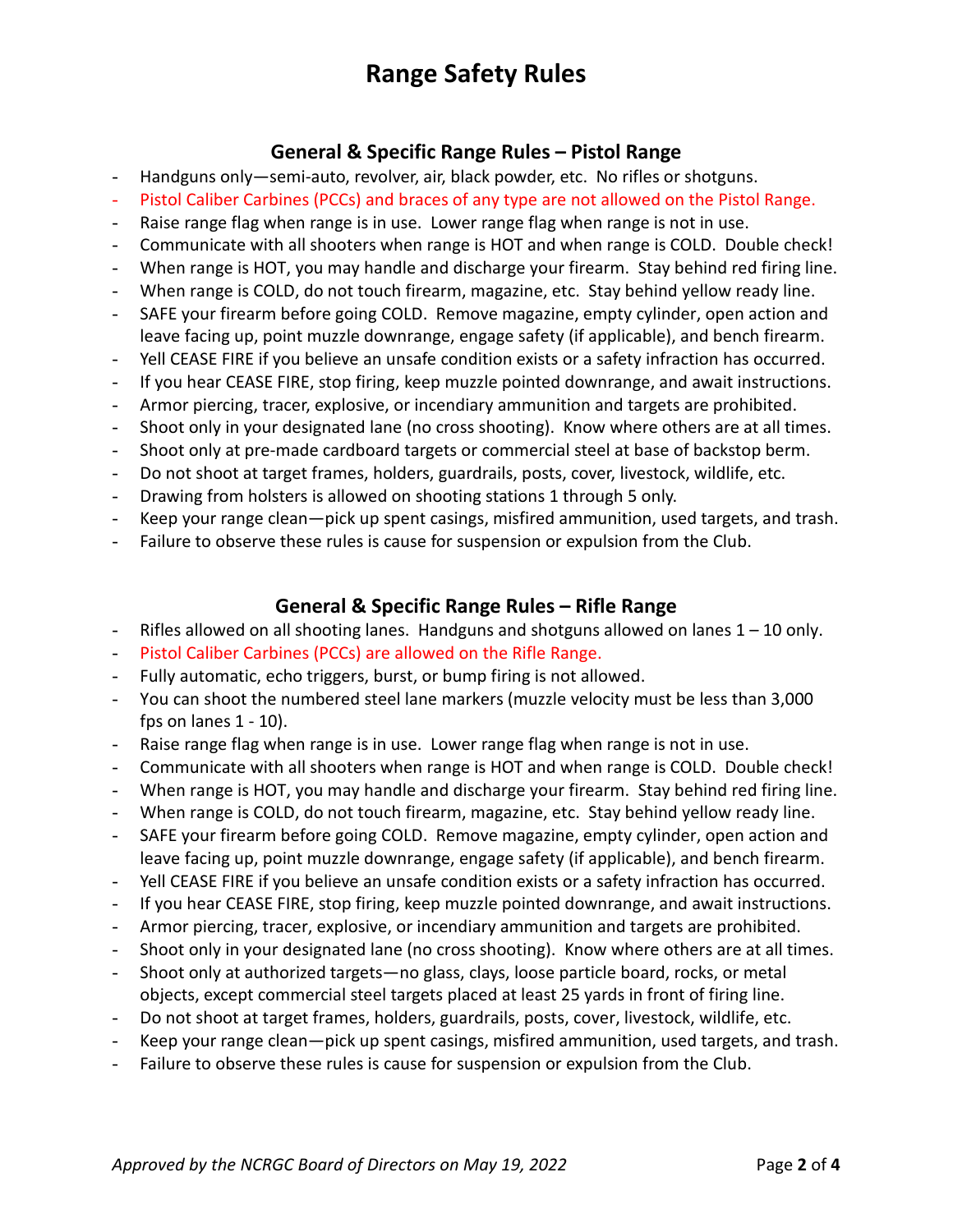# Range Safety Rules

## General & Specific Range Rules – Pistol Range

- Handguns only—semi-auto, revolver, air, black powder, etc. No rifles or shotguns.
- Pistol Caliber Carbines (PCCs) and braces of any type are not allowed on the Pistol Range.
- Raise range flag when range is in use. Lower range flag when range is not in use.
- Communicate with all shooters when range is HOT and when range is COLD. Double check!
- When range is HOT, you may handle and discharge your firearm. Stay behind red firing line.
- When range is COLD, do not touch firearm, magazine, etc. Stay behind yellow ready line.
- SAFE your firearm before going COLD. Remove magazine, empty cylinder, open action and leave facing up, point muzzle downrange, engage safety (if applicable), and bench firearm.
- Yell CEASE FIRE if you believe an unsafe condition exists or a safety infraction has occurred.
- If you hear CEASE FIRE, stop firing, keep muzzle pointed downrange, and await instructions.
- Armor piercing, tracer, explosive, or incendiary ammunition and targets are prohibited.
- Shoot only in your designated lane (no cross shooting). Know where others are at all times.
- Shoot only at pre-made cardboard targets or commercial steel at base of backstop berm.
- Do not shoot at target frames, holders, guardrails, posts, cover, livestock, wildlife, etc.
- Drawing from holsters is allowed on shooting stations 1 through 5 only.
- Keep your range clean—pick up spent casings, misfired ammunition, used targets, and trash.
- Failure to observe these rules is cause for suspension or expulsion from the Club.

## General & Specific Range Rules – Rifle Range

- Rifles allowed on all shooting lanes. Handguns and shotguns allowed on lanes 1 – 10 only.
- Pistol Caliber Carbines (PCCs) are allowed on the Rifle Range.
- Fully automatic, echo triggers, burst, or bump firing is not allowed.
- You can shoot the numbered steel lane markers (muzzle velocity must be less than 3,000 fps on lanes 1 - 10).
- Raise range flag when range is in use. Lower range flag when range is not in use.
- Communicate with all shooters when range is HOT and when range is COLD. Double check!
- When range is HOT, you may handle and discharge your firearm. Stay behind red firing line.
- When range is COLD, do not touch firearm, magazine, etc. Stay behind yellow ready line.
- SAFE your firearm before going COLD. Remove magazine, empty cylinder, open action and leave facing up, point muzzle downrange, engage safety (if applicable), and bench firearm.
- Yell CEASE FIRE if you believe an unsafe condition exists or a safety infraction has occurred.
- If you hear CEASE FIRE, stop firing, keep muzzle pointed downrange, and await instructions.
- Armor piercing, tracer, explosive, or incendiary ammunition and targets are prohibited.
- Shoot only in your designated lane (no cross shooting). Know where others are at all times.
- Shoot only at authorized targets—no glass, clays, loose particle board, rocks, or metal objects, except commercial steel targets placed at least 25 yards in front of firing line.
- Do not shoot at target frames, holders, guardrails, posts, cover, livestock, wildlife, etc.
- Keep your range clean—pick up spent casings, misfired ammunition, used targets, and trash.
- Failure to observe these rules is cause for suspension or expulsion from the Club.

*Approved by the NCRGC Board of Directors on May 19, 2022*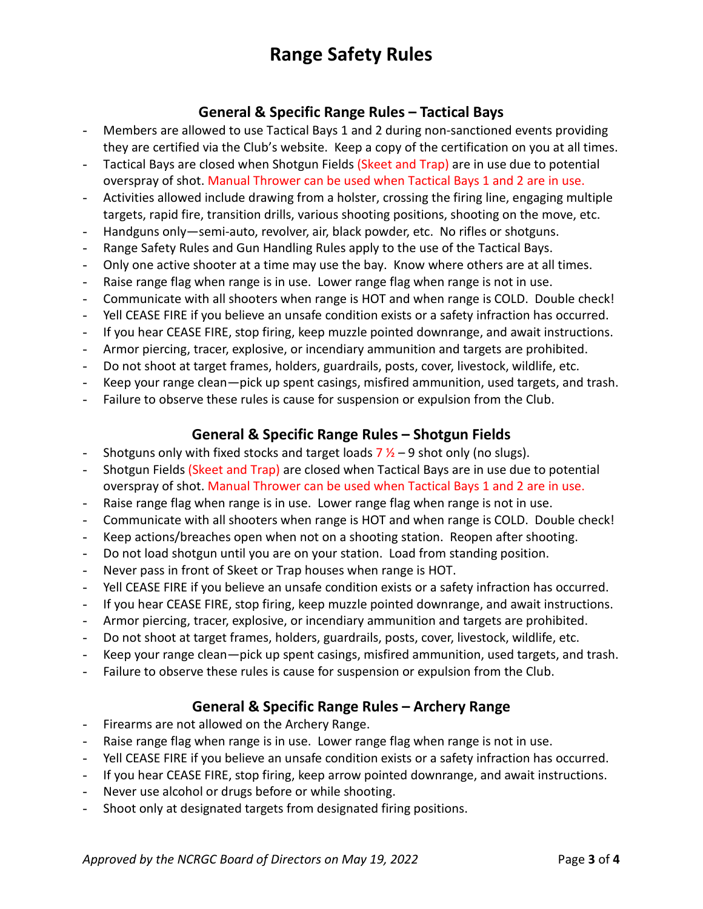# Range Safety Rules

## General & Specific Range Rules – Tactical Bays

- Members are allowed to use Tactical Bays 1 and 2 during non-sanctioned events providing they are certified via the Club's website. Keep a copy of the certification on you at all times.
- Tactical Bays are closed when Shotgun Fields (Skeet and Trap) are in use due to potential overspray of shot. Manual Thrower can be used when Tactical Bays 1 and 2 are in use.
- Activities allowed include drawing from a holster, crossing the firing line, engaging multiple targets, rapid fire, transition drills, various shooting positions, shooting on the move, etc.
- Handguns only—semi-auto, revolver, air, black powder, etc. No rifles or shotguns.
- Range Safety Rules and Gun Handling Rules apply to the use of the Tactical Bays.
- Only one active shooter at a time may use the bay. Know where others are at all times.
- Raise range flag when range is in use. Lower range flag when range is not in use.
- Communicate with all shooters when range is HOT and when range is COLD. Double check!
- Yell CEASE FIRE if you believe an unsafe condition exists or a safety infraction has occurred.
- If you hear CEASE FIRE, stop firing, keep muzzle pointed downrange, and await instructions.
- Armor piercing, tracer, explosive, or incendiary ammunition and targets are prohibited.
- Do not shoot at target frames, holders, guardrails, posts, cover, livestock, wildlife, etc.
- Keep your range clean—pick up spent casings, misfired ammunition, used targets, and trash.
- Failure to observe these rules is cause for suspension or expulsion from the Club.

## General & Specific Range Rules – Shotgun Fields

- Shotguns only with fixed stocks and target loads 7 ½ – 9 shot only (no slugs).
- Shotgun Fields (Skeet and Trap) are closed when Tactical Bays are in use due to potential overspray of shot. Manual Thrower can be used when Tactical Bays 1 and 2 are in use.
- Raise range flag when range is in use. Lower range flag when range is not in use.
- Communicate with all shooters when range is HOT and when range is COLD. Double check!
- Keep actions/breaches open when not on a shooting station. Reopen after shooting.
- Do not load shotgun until you are on your station. Load from standing position.
- Never pass in front of Skeet or Trap houses when range is HOT.
- Yell CEASE FIRE if you believe an unsafe condition exists or a safety infraction has occurred.
- If you hear CEASE FIRE, stop firing, keep muzzle pointed downrange, and await instructions.
- Armor piercing, tracer, explosive, or incendiary ammunition and targets are prohibited.
- Do not shoot at target frames, holders, guardrails, posts, cover, livestock, wildlife, etc.
- Keep your range clean—pick up spent casings, misfired ammunition, used targets, and trash.
- Failure to observe these rules is cause for suspension or expulsion from the Club.

## General & Specific Range Rules – Archery Range

- Firearms are not allowed on the Archery Range.
- Raise range flag when range is in use. Lower range flag when range is not in use.
- Yell CEASE FIRE if you believe an unsafe condition exists or a safety infraction has occurred.
- If you hear CEASE FIRE, stop firing, keep arrow pointed downrange, and await instructions.
- Never use alcohol or drugs before or while shooting.
- Shoot only at designated targets from designated firing positions.

*Approved by the NCRGC Board of Directors on May 19, 2022*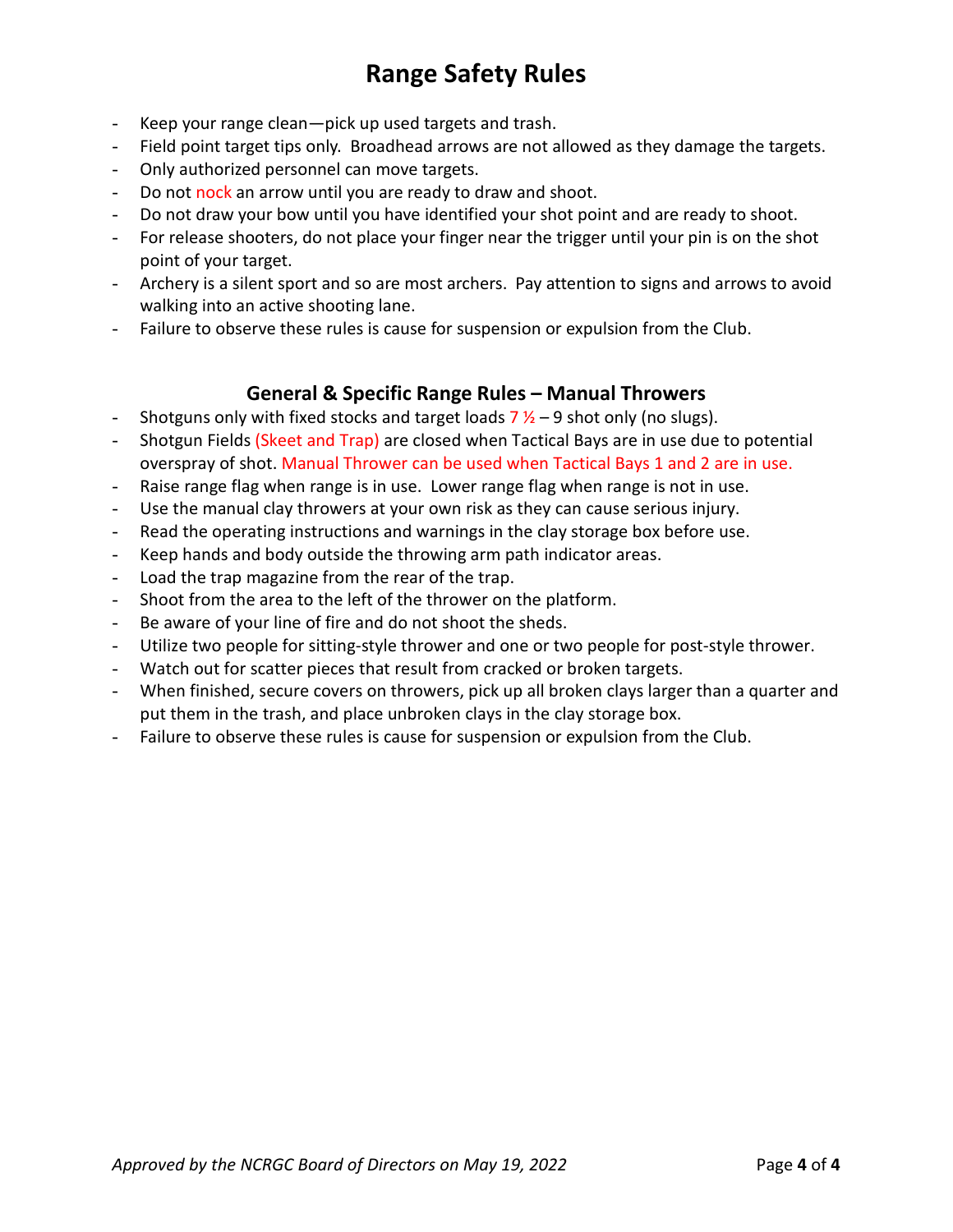# Range Safety Rules

- Keep your range clean—pick up used targets and trash.
- Field point target tips only. Broadhead arrows are not allowed as they damage the targets.
- Only authorized personnel can move targets.
- Do not nock an arrow until you are ready to draw and shoot.
- Do not draw your bow until you have identified your shot point and are ready to shoot.
- For release shooters, do not place your finger near the trigger until your pin is on the shot point of your target.
- Archery is a silent sport and so are most archers. Pay attention to signs and arrows to avoid walking into an active shooting lane.
- Failure to observe these rules is cause for suspension or expulsion from the Club.

## General & Specific Range Rules – Manual Throwers

- Shotguns only with fixed stocks and target loads 7 ½ – 9 shot only (no slugs).
- Shotgun Fields (Skeet and Trap) are closed when Tactical Bays are in use due to potential overspray of shot. Manual Thrower can be used when Tactical Bays 1 and 2 are in use.
- Raise range flag when range is in use. Lower range flag when range is not in use.
- Use the manual clay throwers at your own risk as they can cause serious injury.
- Read the operating instructions and warnings in the clay storage box before use.
- Keep hands and body outside the throwing arm path indicator areas.
- Load the trap magazine from the rear of the trap.
- Shoot from the area to the left of the thrower on the platform.
- Be aware of your line of fire and do not shoot the sheds.
- Utilize two people for sitting-style thrower and one or two people for post-style thrower.
- Watch out for scatter pieces that result from cracked or broken targets.
- When finished, secure covers on throwers, pick up all broken clays larger than a quarter and put them in the trash, and place unbroken clays in the clay storage box.
- Failure to observe these rules is cause for suspension or expulsion from the Club.